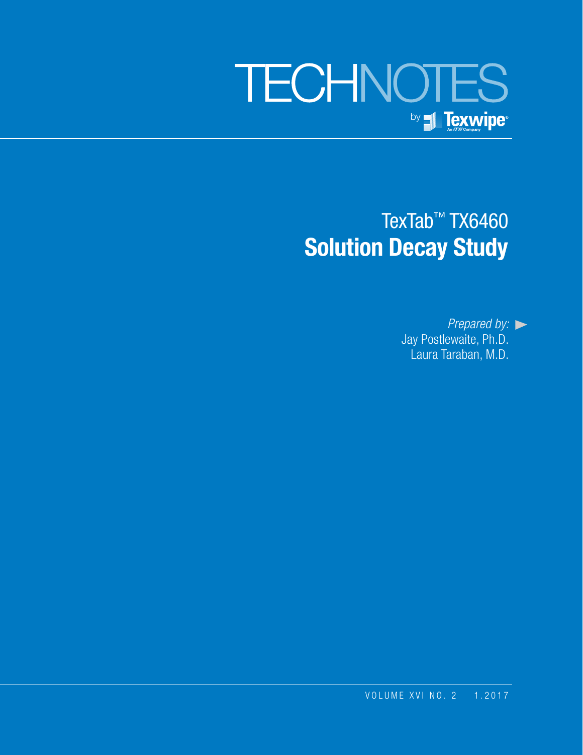# TECHNOTES

by Texwipe

An ITW Company

## TexTab™ TX6460
## **Solution Decay Study**

*Prepared by:*
Jay Postlewaite, Ph.D.
Laura Taraban, M.D.

VOLUME XVI NO. 2    1.2017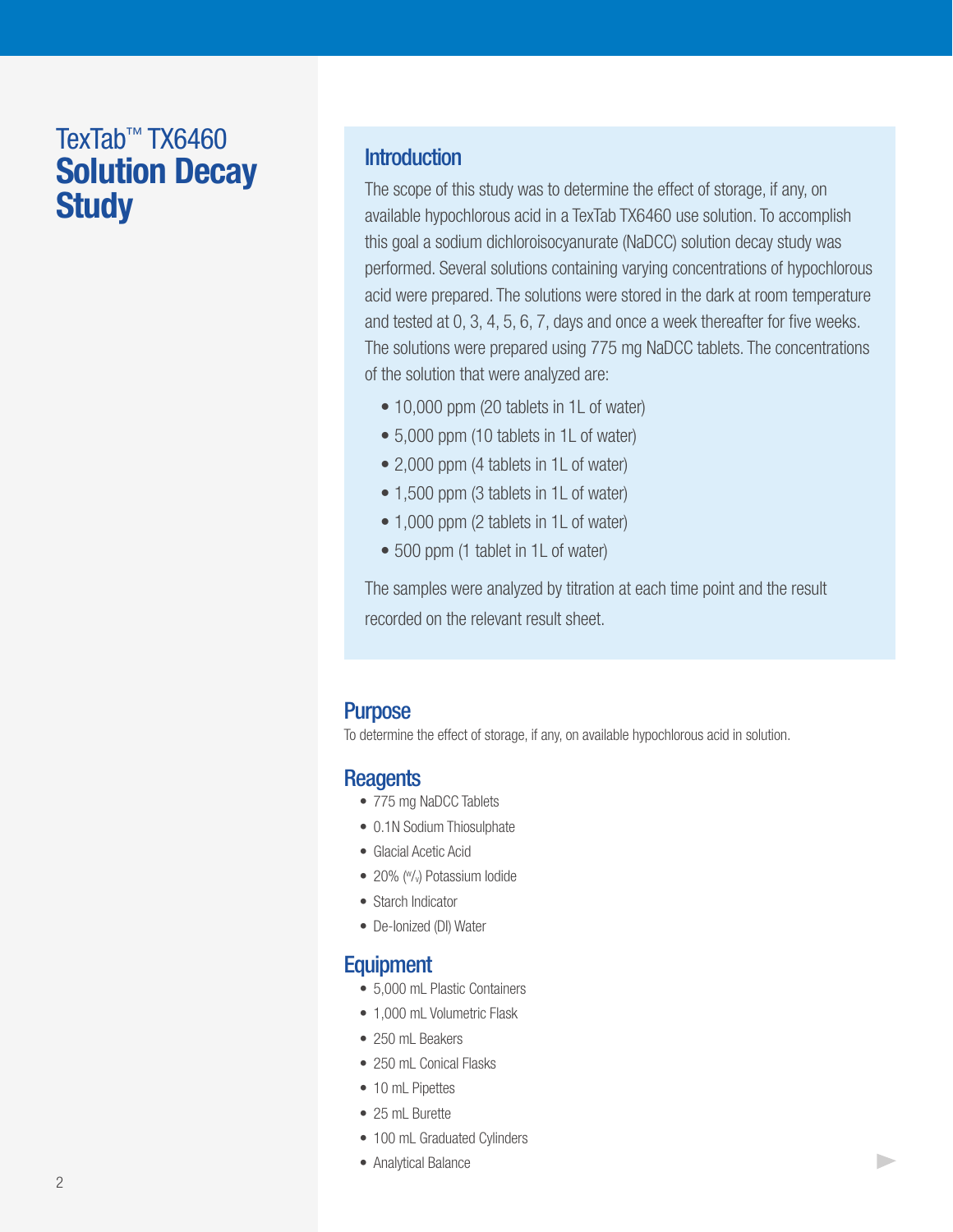# TexTab™ TX6460 **Solution Decay Study**

## Introduction

The scope of this study was to determine the effect of storage, if any, on available hypochlorous acid in a TexTab TX6460 use solution. To accomplish this goal a sodium dichloroisocyanurate (NaDCC) solution decay study was performed. Several solutions containing varying concentrations of hypochlorous acid were prepared. The solutions were stored in the dark at room temperature and tested at 0, 3, 4, 5, 6, 7, days and once a week thereafter for five weeks. The solutions were prepared using 775 mg NaDCC tablets. The concentrations of the solution that were analyzed are:

- 10,000 ppm (20 tablets in 1L of water)
- 5,000 ppm (10 tablets in 1L of water)
- 2,000 ppm (4 tablets in 1L of water)
- 1,500 ppm (3 tablets in 1L of water)
- 1,000 ppm (2 tablets in 1L of water)
- 500 ppm (1 tablet in 1L of water)

The samples were analyzed by titration at each time point and the result recorded on the relevant result sheet.

## Purpose

To determine the effect of storage, if any, on available hypochlorous acid in solution.

## Reagents

- 775 mg NaDCC Tablets
- 0.1N Sodium Thiosulphate
- Glacial Acetic Acid
- 20% (w/v) Potassium Iodide
- Starch Indicator
- De-Ionized (DI) Water

## Equipment

- 5,000 mL Plastic Containers
- 1,000 mL Volumetric Flask
- 250 mL Beakers
- 250 mL Conical Flasks
- 10 mL Pipettes
- 25 mL Burette
- 100 mL Graduated Cylinders
- Analytical Balance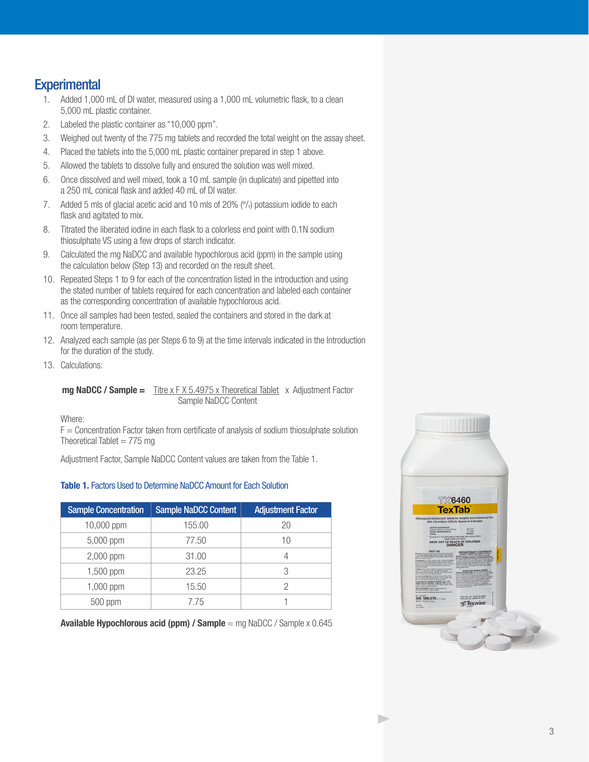## Experimental

1. Added 1,000 mL of DI water, measured using a 1,000 mL volumetric flask, to a clean 5,000 mL plastic container.
2. Labeled the plastic container as "10,000 ppm".
3. Weighed out twenty of the 775 mg tablets and recorded the total weight on the assay sheet.
4. Placed the tablets into the 5,000 mL plastic container prepared in step 1 above.
5. Allowed the tablets to dissolve fully and ensured the solution was well mixed.
6. Once dissolved and well mixed, took a 10 mL sample (in duplicate) and pipetted into a 250 mL conical flask and added 40 mL of DI water.
7. Added 5 mls of glacial acetic acid and 10 mls of 20% ($^{w}/_{v}$) potassium iodide to each flask and agitated to mix.
8. Titrated the liberated iodine in each flask to a colorless end point with 0.1N sodium thiosulphate VS using a few drops of starch indicator.
9. Calculated the mg NaDCC and available hypochlorous acid (ppm) in the sample using the calculation below (Step 13) and recorded on the result sheet.
10. Repeated Steps 1 to 9 for each of the concentration listed in the introduction and using the stated number of tablets required for each concentration and labeled each container as the corresponding concentration of available hypochlorous acid.
11. Once all samples had been tested, sealed the containers and stored in the dark at room temperature.
12. Analyzed each sample (as per Steps 6 to 9) at the time intervals indicated in the Introduction for the duration of the study.
13. Calculations:

$$\textbf{mg NaDCC / Sample} = \frac{\text{Titre} \times F \times 5.4975 \times \text{Theoretical Tablet}}{\text{Sample NaDCC Content}} \times \text{Adjustment Factor}$$

Where:
F = Concentration Factor taken from certificate of analysis of sodium thiosulphate solution
Theoretical Tablet = 775 mg

Adjustment Factor, Sample NaDCC Content values are taken from the Table 1.

**Table 1.** Factors Used to Determine NaDCC Amount for Each Solution

| Sample Concentration | Sample NaDCC Content | Adjustment Factor |
|---|---|---|
| 10,000 ppm | 155.00 | 20 |
| 5,000 ppm | 77.50 | 10 |
| 2,000 ppm | 31.00 | 4 |
| 1,500 ppm | 23.25 | 3 |
| 1,000 ppm | 15.50 | 2 |
| 500 ppm | 7.75 | 1 |

**Available Hypochlorous acid (ppm) / Sample** = mg NaDCC / Sample x 0.645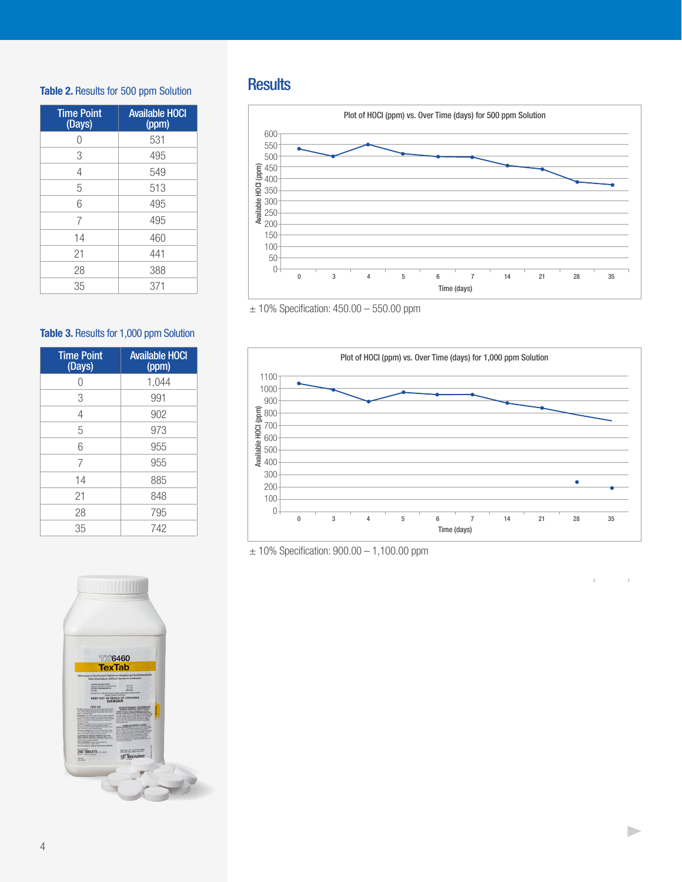# Results

**Table 2.** Results for 500 ppm Solution

| Time Point (Days) | Available HOCl (ppm) |
|---|---|
| 0 | 531 |
| 3 | 495 |
| 4 | 549 |
| 5 | 513 |
| 6 | 495 |
| 7 | 495 |
| 14 | 460 |
| 21 | 441 |
| 28 | 388 |
| 35 | 371 |

Plot of HOCl (ppm) vs. Over Time (days) for 500 ppm Solution

± 10% Specification: 450.00 – 550.00 ppm

**Table 3.** Results for 1,000 ppm Solution

| Time Point (Days) | Available HOCl (ppm) |
|---|---|
| 0 | 1,044 |
| 3 | 991 |
| 4 | 902 |
| 5 | 973 |
| 6 | 955 |
| 7 | 955 |
| 14 | 885 |
| 21 | 848 |
| 28 | 795 |
| 35 | 742 |

Plot of HOCl (ppm) vs. Over Time (days) for 1,000 ppm Solution

± 10% Specification: 900.00 – 1,100.00 ppm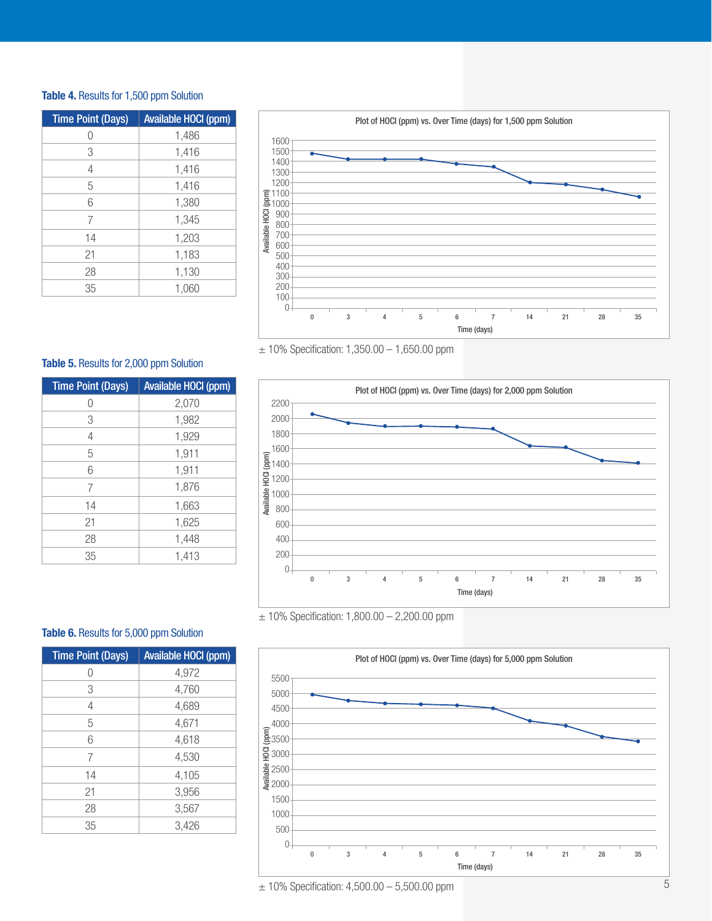**Table 4.** Results for 1,500 ppm Solution

| Time Point (Days) | Available HOCl (ppm) |
|---|---|
| 0 | 1,486 |
| 3 | 1,416 |
| 4 | 1,416 |
| 5 | 1,416 |
| 6 | 1,380 |
| 7 | 1,345 |
| 14 | 1,203 |
| 21 | 1,183 |
| 28 | 1,130 |
| 35 | 1,060 |

Plot of HOCl (ppm) vs. Over Time (days) for 1,500 ppm Solution

± 10% Specification: 1,350.00 – 1,650.00 ppm

**Table 5.** Results for 2,000 ppm Solution

| Time Point (Days) | Available HOCl (ppm) |
|---|---|
| 0 | 2,070 |
| 3 | 1,982 |
| 4 | 1,929 |
| 5 | 1,911 |
| 6 | 1,911 |
| 7 | 1,876 |
| 14 | 1,663 |
| 21 | 1,625 |
| 28 | 1,448 |
| 35 | 1,413 |

Plot of HOCl (ppm) vs. Over Time (days) for 2,000 ppm Solution

± 10% Specification: 1,800.00 – 2,200.00 ppm

**Table 6.** Results for 5,000 ppm Solution

| Time Point (Days) | Available HOCl (ppm) |
|---|---|
| 0 | 4,972 |
| 3 | 4,760 |
| 4 | 4,689 |
| 5 | 4,671 |
| 6 | 4,618 |
| 7 | 4,530 |
| 14 | 4,105 |
| 21 | 3,956 |
| 28 | 3,567 |
| 35 | 3,426 |

Plot of HOCl (ppm) vs. Over Time (days) for 5,000 ppm Solution

± 10% Specification: 4,500.00 – 5,500.00 ppm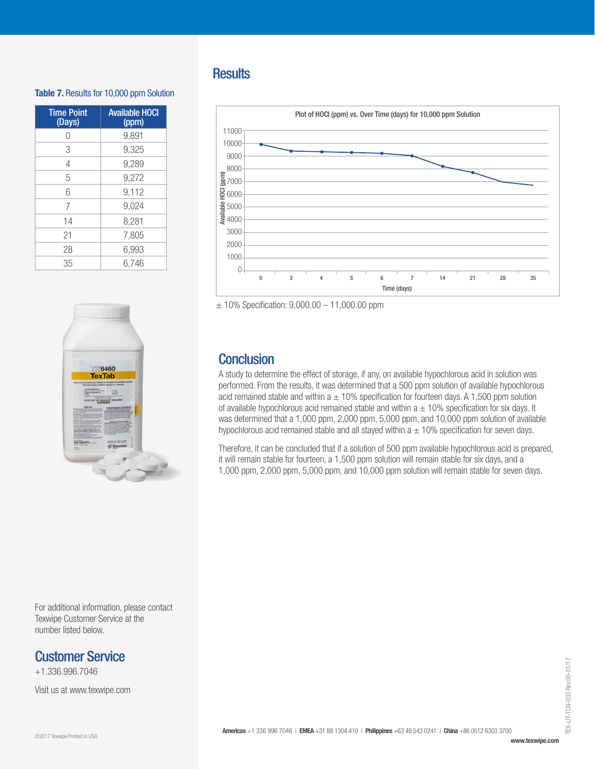**Table 7.** Results for 10,000 ppm Solution

| Time Point (Days) | Available HOCl (ppm) |
|---|---|
| 0 | 9,891 |
| 3 | 9,325 |
| 4 | 9,289 |
| 5 | 9,272 |
| 6 | 9,112 |
| 7 | 9,024 |
| 14 | 8,281 |
| 21 | 7,805 |
| 28 | 6,993 |
| 35 | 6,746 |

For additional information, please contact Texwipe Customer Service at the number listed below.

## Customer Service

+1.336.996.7046

Visit us at www.texwipe.com

©2017 Texwipe Printed in USA

## Results

Plot of HOCl (ppm) vs. Over Time (days) for 10,000 ppm Solution

Available HOCl (ppm)

11000
10000
9000
8000
7000
6000
5000
4000
3000
2000
1000
0

0 3 4 5 6 7 14 21 28 35

Time (days)

± 10% Specification: 9,000.00 – 11,000.00 ppm

## Conclusion

A study to determine the effect of storage, if any, on available hypochlorous acid in solution was performed. From the results, it was determined that a 500 ppm solution of available hypochlorous acid remained stable and within a ± 10% specification for fourteen days. A 1,500 ppm solution of available hypochlorous acid remained stable and within a ± 10% specification for six days. It was determined that a 1,000 ppm, 2,000 ppm, 5,000 ppm, and 10,000 ppm solution of available hypochlorous acid remained stable and all stayed within a ± 10% specification for seven days.

Therefore, it can be concluded that if a solution of 500 ppm available hypochlorous acid is prepared, it will remain stable for fourteen, a 1,500 ppm solution will remain stable for six days, and a 1,000 ppm, 2,000 ppm, 5,000 ppm, and 10,000 ppm solution will remain stable for seven days.

**Americas** +1 336 996 7046 | **EMEA** +31 88 1304 410 | **Philippines** +63 49 543 0241 | **China** +86 0512 6303 3700

**www.texwipe.com**

TEX-LIT-TCN-003 Rev.00-01/17